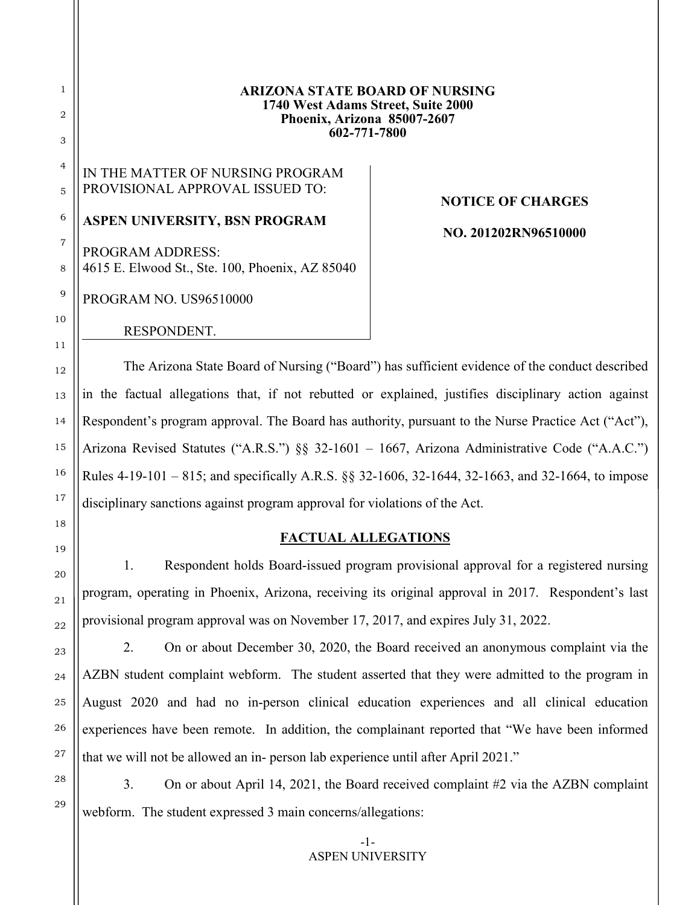**ARIZONA STATE BOARD OF NURSING**
**1740 West Adams Street, Suite 2000**
**Phoenix, Arizona 85007-2607**
**602-771-7800**

IN THE MATTER OF NURSING PROGRAM PROVISIONAL APPROVAL ISSUED TO:

**ASPEN UNIVERSITY, BSN PROGRAM**

PROGRAM ADDRESS:
4615 E. Elwood St., Ste. 100, Phoenix, AZ 85040

PROGRAM NO. US96510000

RESPONDENT.

**NOTICE OF CHARGES**

**NO. 201202RN96510000**

The Arizona State Board of Nursing ("Board") has sufficient evidence of the conduct described in the factual allegations that, if not rebutted or explained, justifies disciplinary action against Respondent's program approval. The Board has authority, pursuant to the Nurse Practice Act ("Act"), Arizona Revised Statutes ("A.R.S.") §§ 32-1601 – 1667, Arizona Administrative Code ("A.A.C.") Rules 4-19-101 – 815; and specifically A.R.S. §§ 32-1606, 32-1644, 32-1663, and 32-1664, to impose disciplinary sanctions against program approval for violations of the Act.

## FACTUAL ALLEGATIONS

1. Respondent holds Board-issued program provisional approval for a registered nursing program, operating in Phoenix, Arizona, receiving its original approval in 2017. Respondent's last provisional program approval was on November 17, 2017, and expires July 31, 2022.

2. On or about December 30, 2020, the Board received an anonymous complaint via the AZBN student complaint webform. The student asserted that they were admitted to the program in August 2020 and had no in-person clinical education experiences and all clinical education experiences have been remote. In addition, the complainant reported that "We have been informed that we will not be allowed an in- person lab experience until after April 2021."

3. On or about April 14, 2021, the Board received complaint #2 via the AZBN complaint webform. The student expressed 3 main concerns/allegations: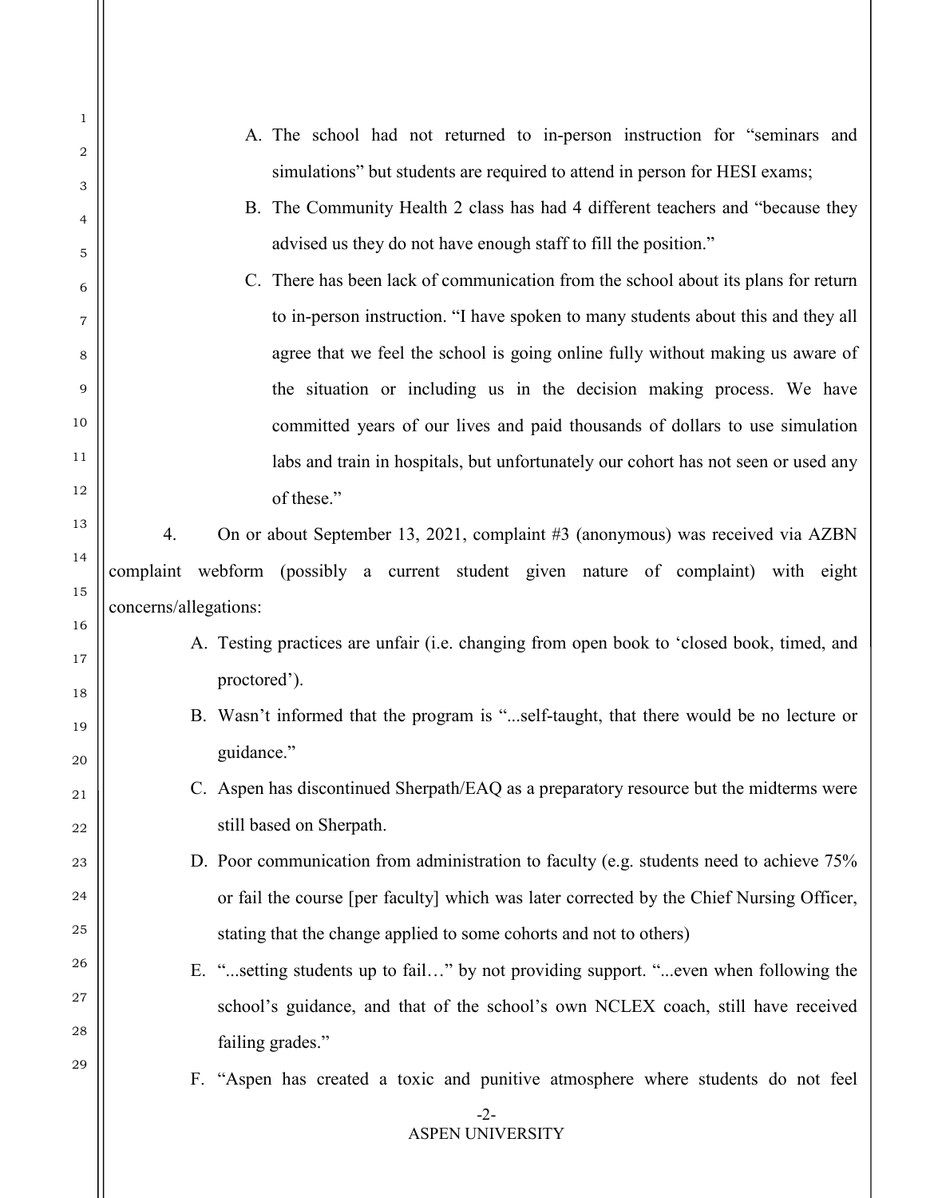A. The school had not returned to in-person instruction for "seminars and simulations" but students are required to attend in person for HESI exams;

B. The Community Health 2 class has had 4 different teachers and "because they advised us they do not have enough staff to fill the position."

C. There has been lack of communication from the school about its plans for return to in-person instruction. "I have spoken to many students about this and they all agree that we feel the school is going online fully without making us aware of the situation or including us in the decision making process. We have committed years of our lives and paid thousands of dollars to use simulation labs and train in hospitals, but unfortunately our cohort has not seen or used any of these."

4. On or about September 13, 2021, complaint #3 (anonymous) was received via AZBN complaint webform (possibly a current student given nature of complaint) with eight concerns/allegations:

A. Testing practices are unfair (i.e. changing from open book to 'closed book, timed, and proctored').

B. Wasn't informed that the program is "...self-taught, that there would be no lecture or guidance."

C. Aspen has discontinued Sherpath/EAQ as a preparatory resource but the midterms were still based on Sherpath.

D. Poor communication from administration to faculty (e.g. students need to achieve 75% or fail the course [per faculty] which was later corrected by the Chief Nursing Officer, stating that the change applied to some cohorts and not to others)

E. "...setting students up to fail…" by not providing support. "...even when following the school's guidance, and that of the school's own NCLEX coach, still have received failing grades."

F. "Aspen has created a toxic and punitive atmosphere where students do not feel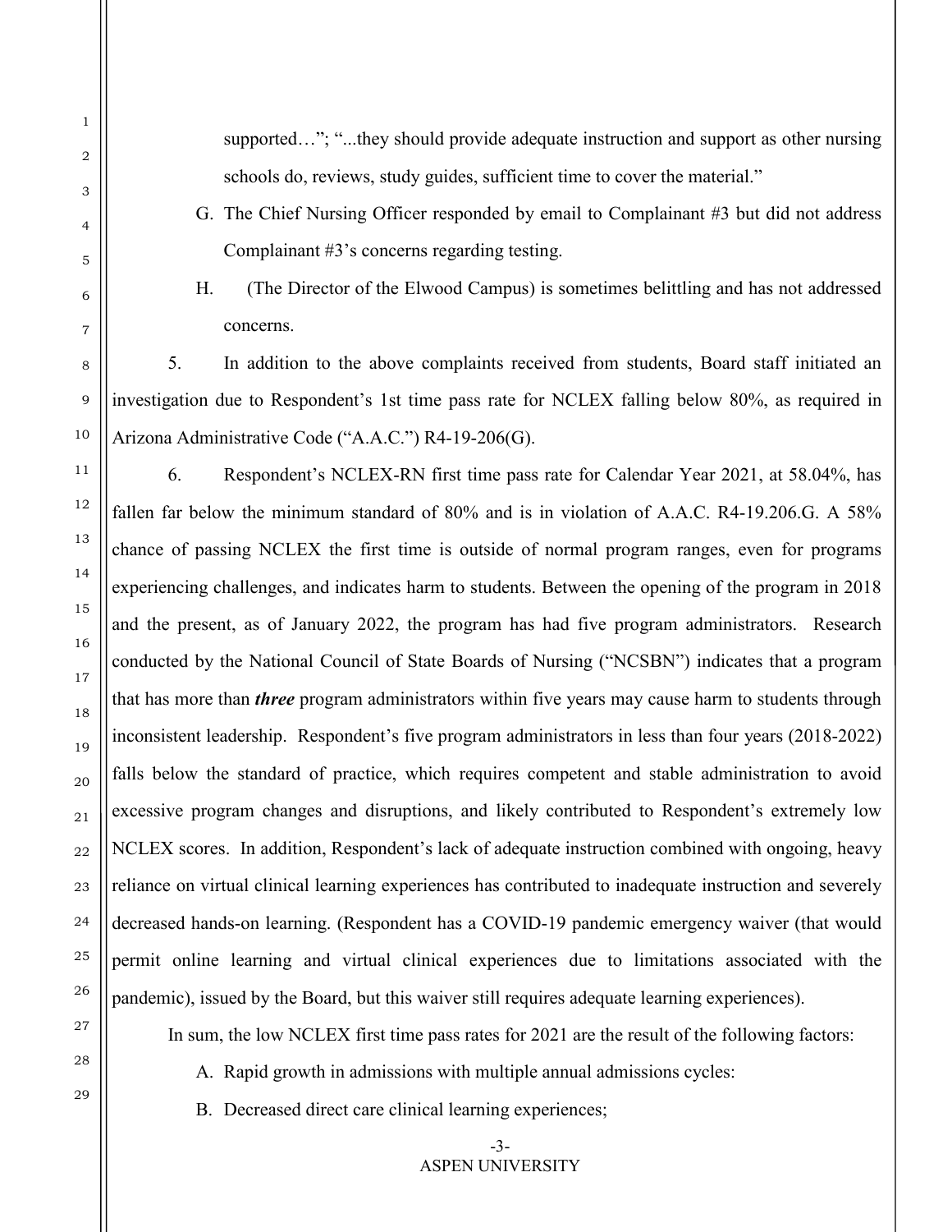supported…"; "...they should provide adequate instruction and support as other nursing schools do, reviews, study guides, sufficient time to cover the material."

G. The Chief Nursing Officer responded by email to Complainant #3 but did not address Complainant #3's concerns regarding testing.

H. (The Director of the Elwood Campus) is sometimes belittling and has not addressed concerns.

5. In addition to the above complaints received from students, Board staff initiated an investigation due to Respondent's 1st time pass rate for NCLEX falling below 80%, as required in Arizona Administrative Code ("A.A.C.") R4-19-206(G).

6. Respondent's NCLEX-RN first time pass rate for Calendar Year 2021, at 58.04%, has fallen far below the minimum standard of 80% and is in violation of A.A.C. R4-19.206.G. A 58% chance of passing NCLEX the first time is outside of normal program ranges, even for programs experiencing challenges, and indicates harm to students. Between the opening of the program in 2018 and the present, as of January 2022, the program has had five program administrators. Research conducted by the National Council of State Boards of Nursing ("NCSBN") indicates that a program that has more than ***three*** program administrators within five years may cause harm to students through inconsistent leadership. Respondent's five program administrators in less than four years (2018-2022) falls below the standard of practice, which requires competent and stable administration to avoid excessive program changes and disruptions, and likely contributed to Respondent's extremely low NCLEX scores. In addition, Respondent's lack of adequate instruction combined with ongoing, heavy reliance on virtual clinical learning experiences has contributed to inadequate instruction and severely decreased hands-on learning. (Respondent has a COVID-19 pandemic emergency waiver (that would permit online learning and virtual clinical experiences due to limitations associated with the pandemic), issued by the Board, but this waiver still requires adequate learning experiences).

In sum, the low NCLEX first time pass rates for 2021 are the result of the following factors:

A. Rapid growth in admissions with multiple annual admissions cycles:

B. Decreased direct care clinical learning experiences;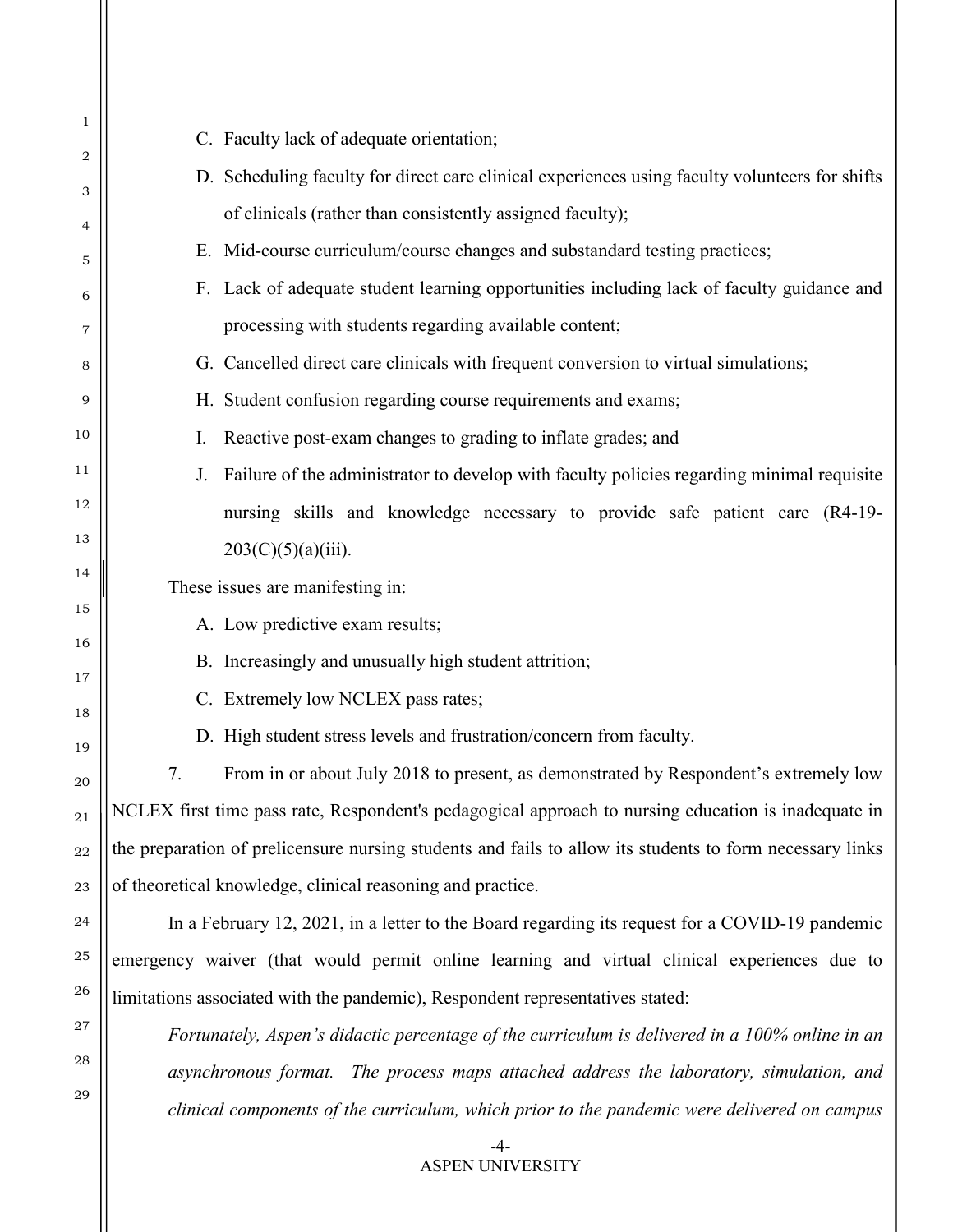C. Faculty lack of adequate orientation;

D. Scheduling faculty for direct care clinical experiences using faculty volunteers for shifts of clinicals (rather than consistently assigned faculty);

E. Mid-course curriculum/course changes and substandard testing practices;

F. Lack of adequate student learning opportunities including lack of faculty guidance and processing with students regarding available content;

G. Cancelled direct care clinicals with frequent conversion to virtual simulations;

H. Student confusion regarding course requirements and exams;

I. Reactive post-exam changes to grading to inflate grades; and

J. Failure of the administrator to develop with faculty policies regarding minimal requisite nursing skills and knowledge necessary to provide safe patient care (R4-19-203(C)(5)(a)(iii).

These issues are manifesting in:

A. Low predictive exam results;

B. Increasingly and unusually high student attrition;

C. Extremely low NCLEX pass rates;

D. High student stress levels and frustration/concern from faculty.

7. From in or about July 2018 to present, as demonstrated by Respondent's extremely low NCLEX first time pass rate, Respondent's pedagogical approach to nursing education is inadequate in the preparation of prelicensure nursing students and fails to allow its students to form necessary links of theoretical knowledge, clinical reasoning and practice.

In a February 12, 2021, in a letter to the Board regarding its request for a COVID-19 pandemic emergency waiver (that would permit online learning and virtual clinical experiences due to limitations associated with the pandemic), Respondent representatives stated:

*Fortunately, Aspen's didactic percentage of the curriculum is delivered in a 100% online in an asynchronous format. The process maps attached address the laboratory, simulation, and clinical components of the curriculum, which prior to the pandemic were delivered on campus*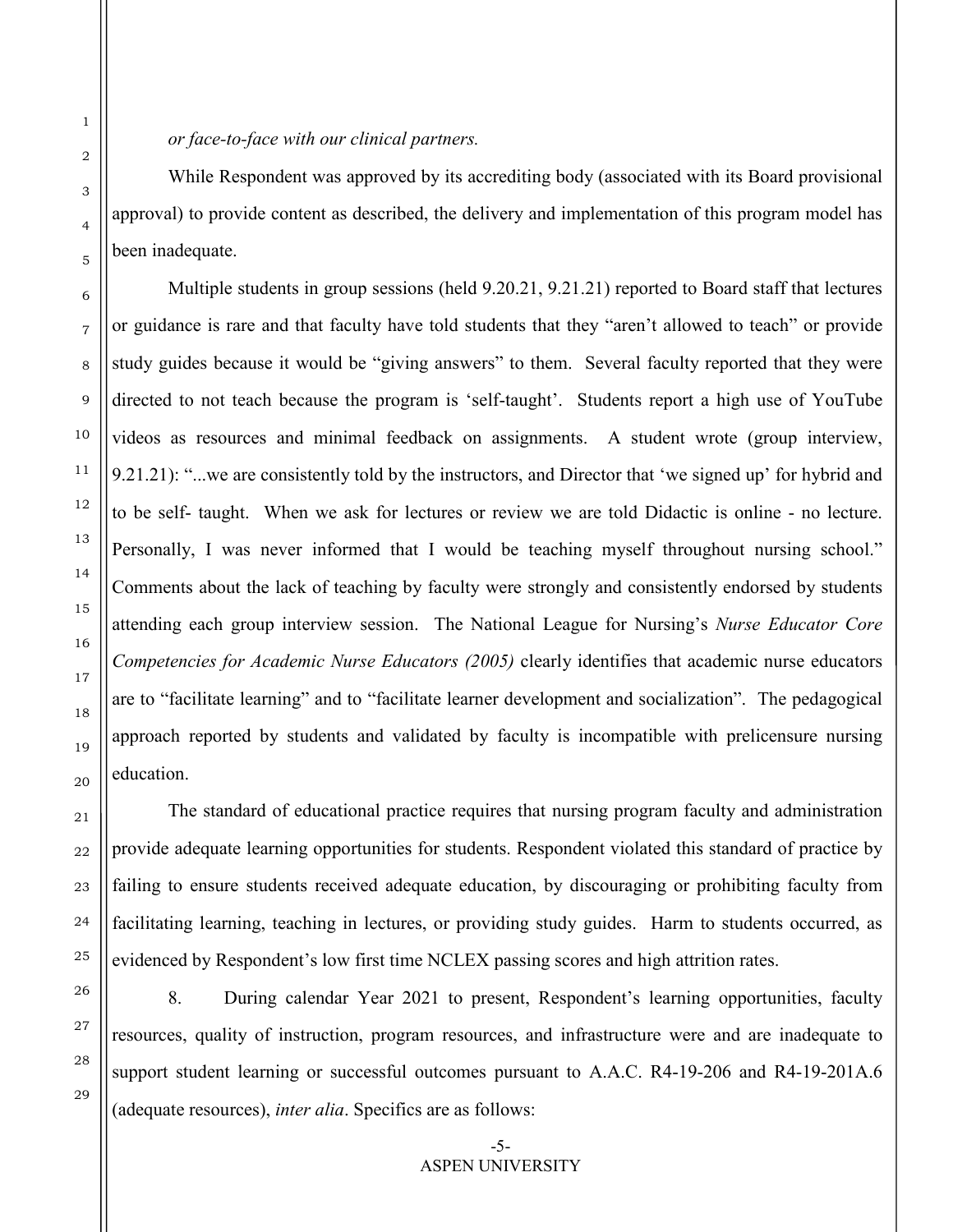*or face-to-face with our clinical partners.*

While Respondent was approved by its accrediting body (associated with its Board provisional approval) to provide content as described, the delivery and implementation of this program model has been inadequate.

Multiple students in group sessions (held 9.20.21, 9.21.21) reported to Board staff that lectures or guidance is rare and that faculty have told students that they "aren't allowed to teach" or provide study guides because it would be "giving answers" to them. Several faculty reported that they were directed to not teach because the program is 'self-taught'. Students report a high use of YouTube videos as resources and minimal feedback on assignments. A student wrote (group interview, 9.21.21): "...we are consistently told by the instructors, and Director that 'we signed up' for hybrid and to be self- taught. When we ask for lectures or review we are told Didactic is online - no lecture. Personally, I was never informed that I would be teaching myself throughout nursing school." Comments about the lack of teaching by faculty were strongly and consistently endorsed by students attending each group interview session. The National League for Nursing's *Nurse Educator Core Competencies for Academic Nurse Educators (2005)* clearly identifies that academic nurse educators are to "facilitate learning" and to "facilitate learner development and socialization". The pedagogical approach reported by students and validated by faculty is incompatible with prelicensure nursing education.

The standard of educational practice requires that nursing program faculty and administration provide adequate learning opportunities for students. Respondent violated this standard of practice by failing to ensure students received adequate education, by discouraging or prohibiting faculty from facilitating learning, teaching in lectures, or providing study guides. Harm to students occurred, as evidenced by Respondent's low first time NCLEX passing scores and high attrition rates.

8. During calendar Year 2021 to present, Respondent's learning opportunities, faculty resources, quality of instruction, program resources, and infrastructure were and are inadequate to support student learning or successful outcomes pursuant to A.A.C. R4-19-206 and R4-19-201A.6 (adequate resources), *inter alia*. Specifics are as follows: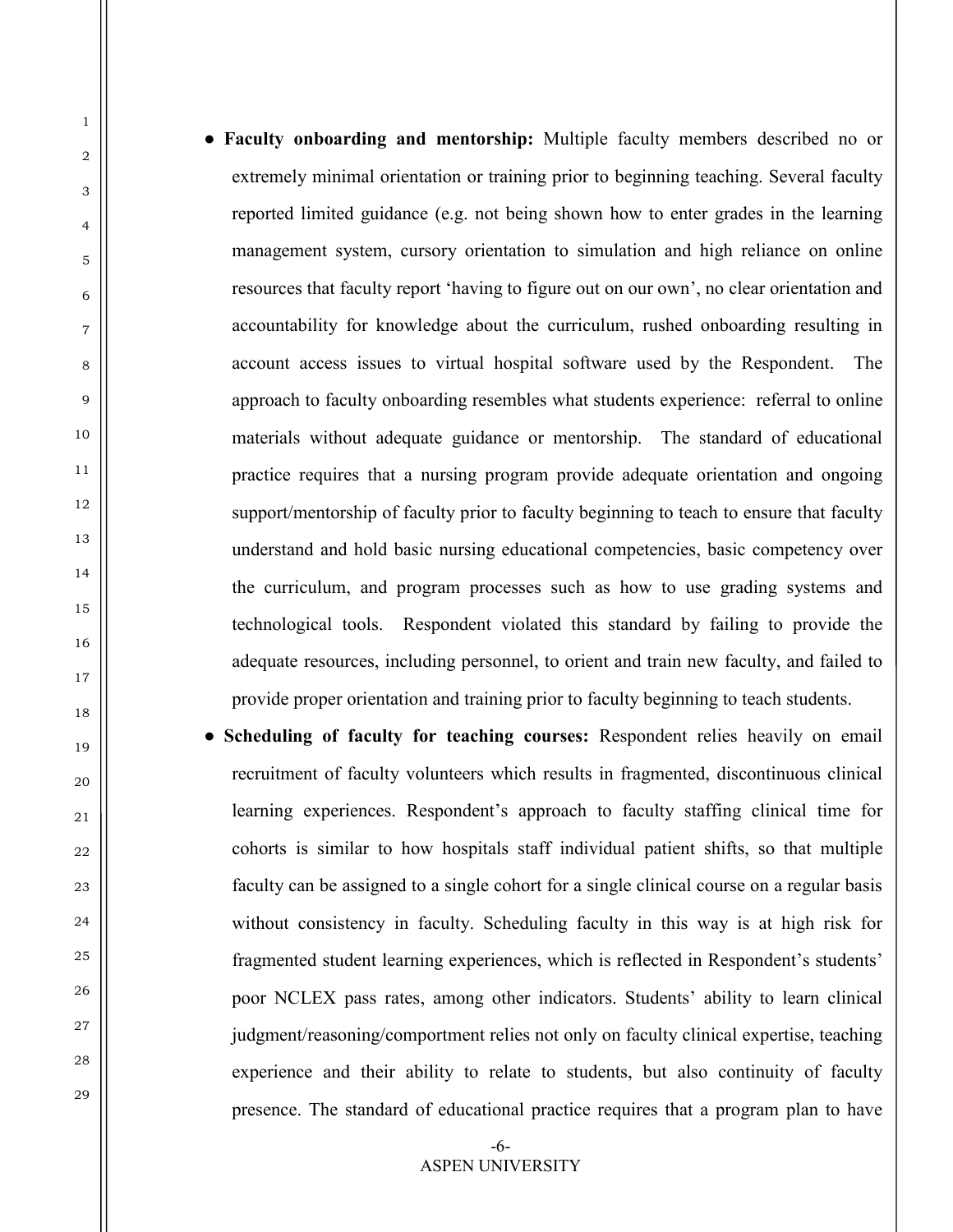- **Faculty onboarding and mentorship:** Multiple faculty members described no or extremely minimal orientation or training prior to beginning teaching. Several faculty reported limited guidance (e.g. not being shown how to enter grades in the learning management system, cursory orientation to simulation and high reliance on online resources that faculty report 'having to figure out on our own', no clear orientation and accountability for knowledge about the curriculum, rushed onboarding resulting in account access issues to virtual hospital software used by the Respondent. The approach to faculty onboarding resembles what students experience: referral to online materials without adequate guidance or mentorship. The standard of educational practice requires that a nursing program provide adequate orientation and ongoing support/mentorship of faculty prior to faculty beginning to teach to ensure that faculty understand and hold basic nursing educational competencies, basic competency over the curriculum, and program processes such as how to use grading systems and technological tools. Respondent violated this standard by failing to provide the adequate resources, including personnel, to orient and train new faculty, and failed to provide proper orientation and training prior to faculty beginning to teach students.
- **Scheduling of faculty for teaching courses:** Respondent relies heavily on email recruitment of faculty volunteers which results in fragmented, discontinuous clinical learning experiences. Respondent's approach to faculty staffing clinical time for cohorts is similar to how hospitals staff individual patient shifts, so that multiple faculty can be assigned to a single cohort for a single clinical course on a regular basis without consistency in faculty. Scheduling faculty in this way is at high risk for fragmented student learning experiences, which is reflected in Respondent's students' poor NCLEX pass rates, among other indicators. Students' ability to learn clinical judgment/reasoning/comportment relies not only on faculty clinical expertise, teaching experience and their ability to relate to students, but also continuity of faculty presence. The standard of educational practice requires that a program plan to have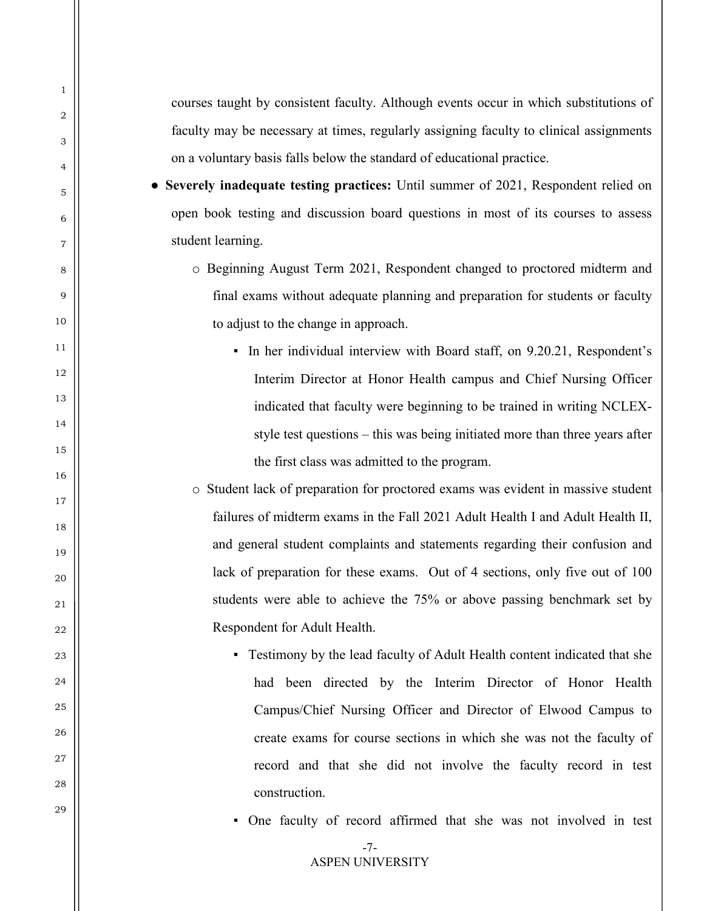courses taught by consistent faculty. Although events occur in which substitutions of faculty may be necessary at times, regularly assigning faculty to clinical assignments on a voluntary basis falls below the standard of educational practice.

- **Severely inadequate testing practices:** Until summer of 2021, Respondent relied on open book testing and discussion board questions in most of its courses to assess student learning.
  - Beginning August Term 2021, Respondent changed to proctored midterm and final exams without adequate planning and preparation for students or faculty to adjust to the change in approach.
    - In her individual interview with Board staff, on 9.20.21, Respondent's Interim Director at Honor Health campus and Chief Nursing Officer indicated that faculty were beginning to be trained in writing NCLEX-style test questions – this was being initiated more than three years after the first class was admitted to the program.
  - Student lack of preparation for proctored exams was evident in massive student failures of midterm exams in the Fall 2021 Adult Health I and Adult Health II, and general student complaints and statements regarding their confusion and lack of preparation for these exams. Out of 4 sections, only five out of 100 students were able to achieve the 75% or above passing benchmark set by Respondent for Adult Health.
    - Testimony by the lead faculty of Adult Health content indicated that she had been directed by the Interim Director of Honor Health Campus/Chief Nursing Officer and Director of Elwood Campus to create exams for course sections in which she was not the faculty of record and that she did not involve the faculty record in test construction.
    - One faculty of record affirmed that she was not involved in test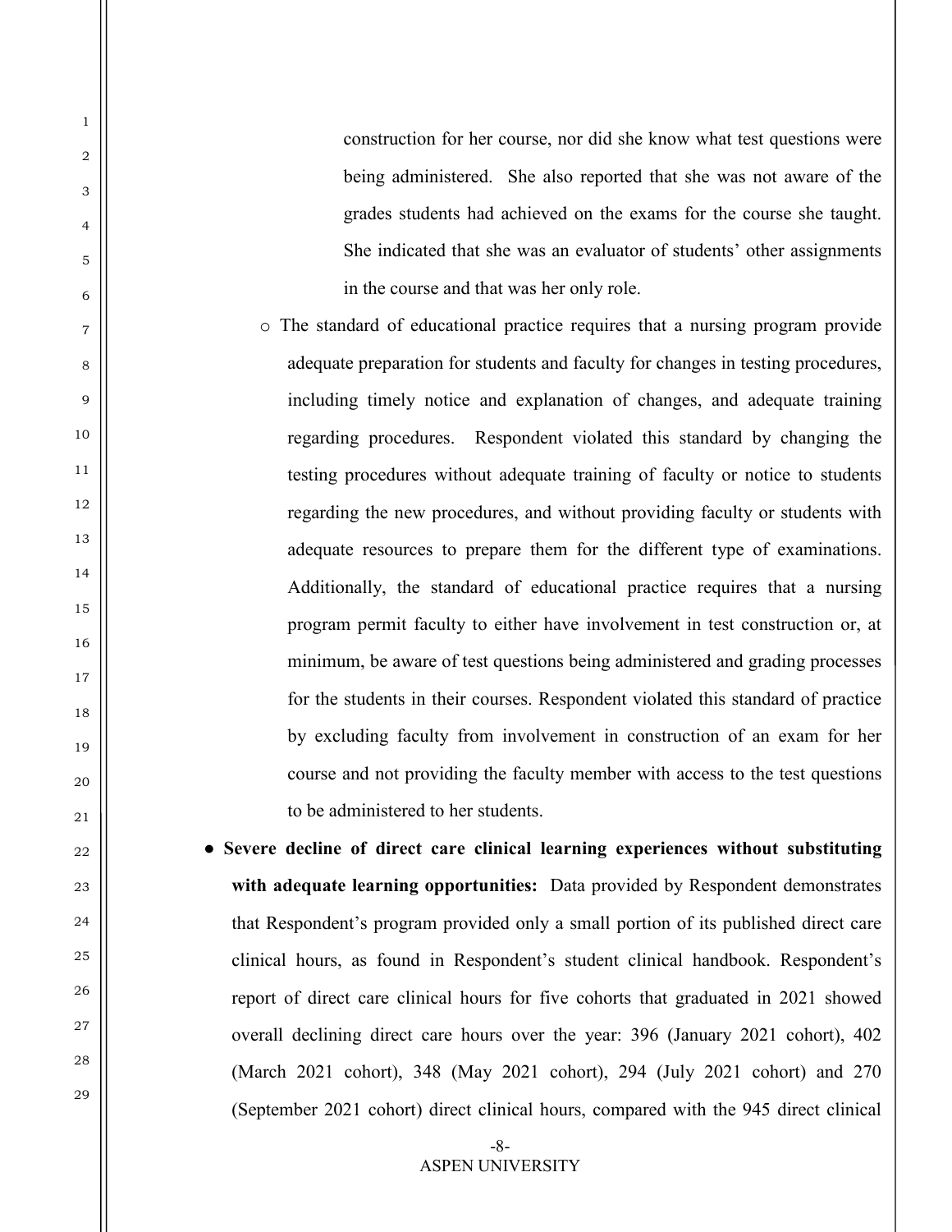construction for her course, nor did she know what test questions were being administered. She also reported that she was not aware of the grades students had achieved on the exams for the course she taught. She indicated that she was an evaluator of students' other assignments in the course and that was her only role.

- The standard of educational practice requires that a nursing program provide adequate preparation for students and faculty for changes in testing procedures, including timely notice and explanation of changes, and adequate training regarding procedures. Respondent violated this standard by changing the testing procedures without adequate training of faculty or notice to students regarding the new procedures, and without providing faculty or students with adequate resources to prepare them for the different type of examinations. Additionally, the standard of educational practice requires that a nursing program permit faculty to either have involvement in test construction or, at minimum, be aware of test questions being administered and grading processes for the students in their courses. Respondent violated this standard of practice by excluding faculty from involvement in construction of an exam for her course and not providing the faculty member with access to the test questions to be administered to her students.

- **Severe decline of direct care clinical learning experiences without substituting with adequate learning opportunities:** Data provided by Respondent demonstrates that Respondent's program provided only a small portion of its published direct care clinical hours, as found in Respondent's student clinical handbook. Respondent's report of direct care clinical hours for five cohorts that graduated in 2021 showed overall declining direct care hours over the year: 396 (January 2021 cohort), 402 (March 2021 cohort), 348 (May 2021 cohort), 294 (July 2021 cohort) and 270 (September 2021 cohort) direct clinical hours, compared with the 945 direct clinical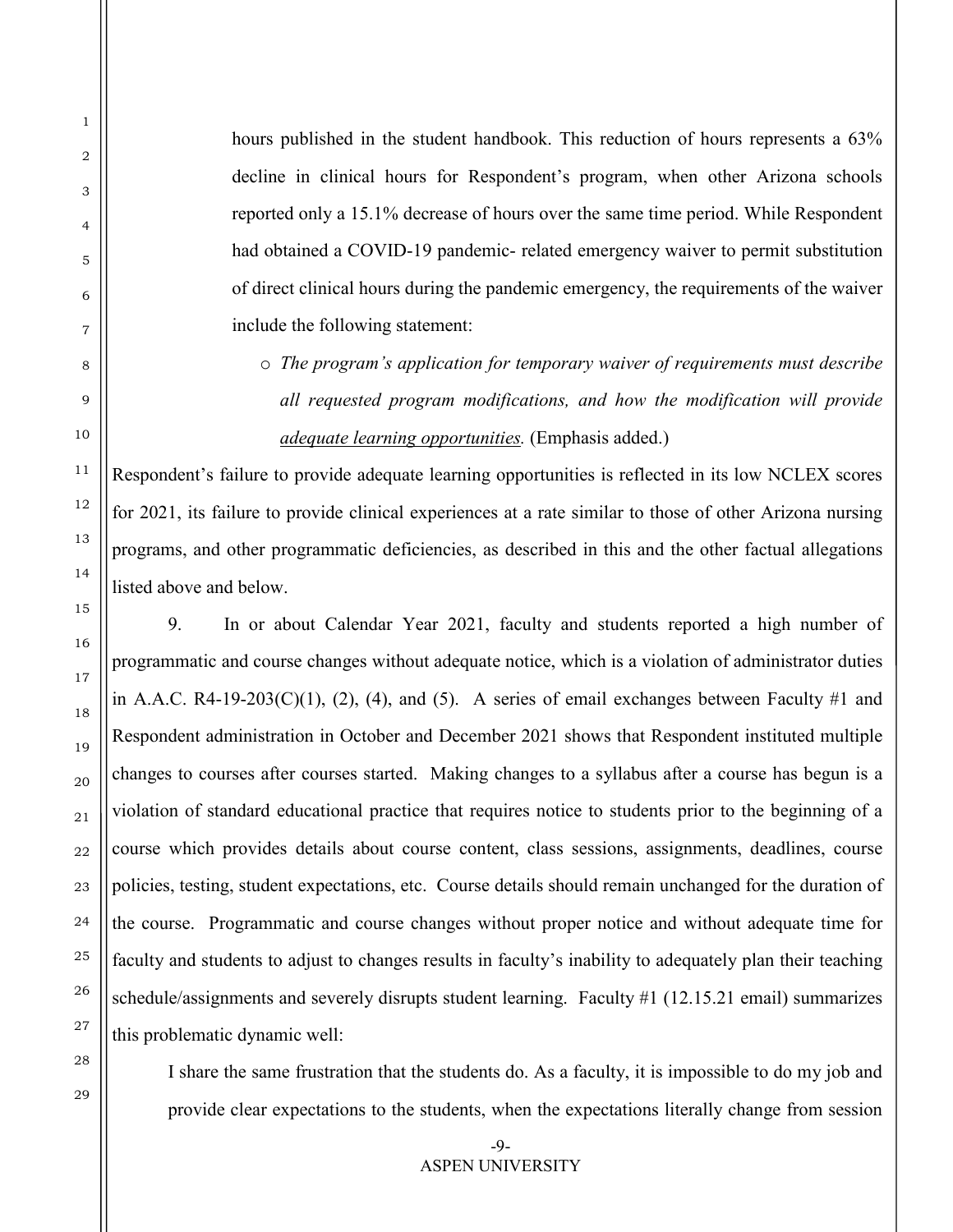hours published in the student handbook. This reduction of hours represents a 63% decline in clinical hours for Respondent's program, when other Arizona schools reported only a 15.1% decrease of hours over the same time period. While Respondent had obtained a COVID-19 pandemic- related emergency waiver to permit substitution of direct clinical hours during the pandemic emergency, the requirements of the waiver include the following statement:

- *The program's application for temporary waiver of requirements must describe all requested program modifications, and how the modification will provide adequate learning opportunities.* (Emphasis added.)

Respondent's failure to provide adequate learning opportunities is reflected in its low NCLEX scores for 2021, its failure to provide clinical experiences at a rate similar to those of other Arizona nursing programs, and other programmatic deficiencies, as described in this and the other factual allegations listed above and below.

9. In or about Calendar Year 2021, faculty and students reported a high number of programmatic and course changes without adequate notice, which is a violation of administrator duties in A.A.C. R4-19-203(C)(1), (2), (4), and (5). A series of email exchanges between Faculty #1 and Respondent administration in October and December 2021 shows that Respondent instituted multiple changes to courses after courses started. Making changes to a syllabus after a course has begun is a violation of standard educational practice that requires notice to students prior to the beginning of a course which provides details about course content, class sessions, assignments, deadlines, course policies, testing, student expectations, etc. Course details should remain unchanged for the duration of the course. Programmatic and course changes without proper notice and without adequate time for faculty and students to adjust to changes results in faculty's inability to adequately plan their teaching schedule/assignments and severely disrupts student learning. Faculty #1 (12.15.21 email) summarizes this problematic dynamic well:

> I share the same frustration that the students do. As a faculty, it is impossible to do my job and provide clear expectations to the students, when the expectations literally change from session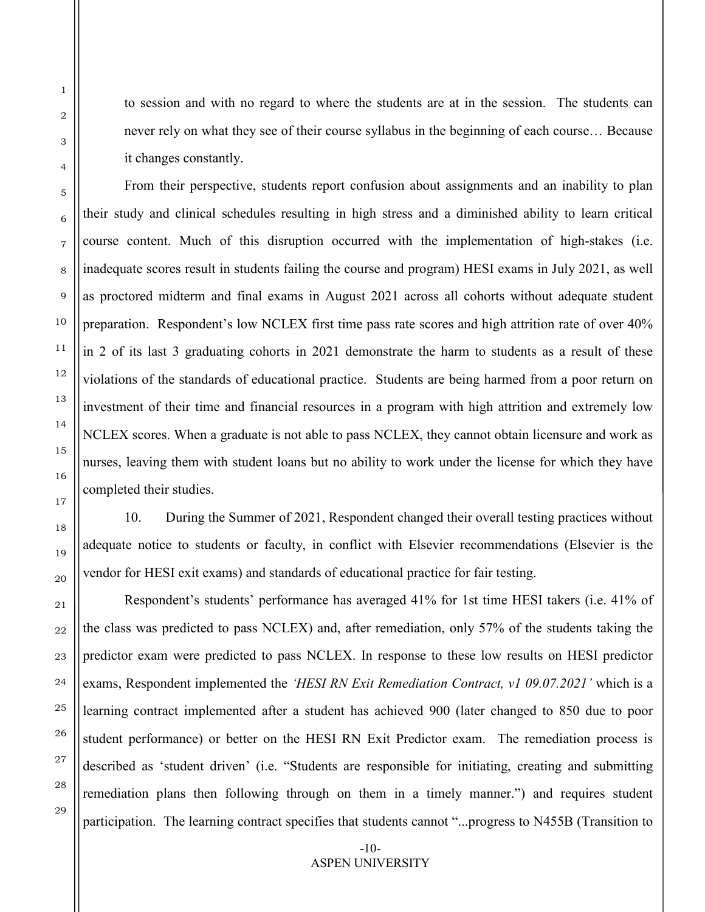to session and with no regard to where the students are at in the session. The students can never rely on what they see of their course syllabus in the beginning of each course… Because it changes constantly.

From their perspective, students report confusion about assignments and an inability to plan their study and clinical schedules resulting in high stress and a diminished ability to learn critical course content. Much of this disruption occurred with the implementation of high-stakes (i.e. inadequate scores result in students failing the course and program) HESI exams in July 2021, as well as proctored midterm and final exams in August 2021 across all cohorts without adequate student preparation. Respondent's low NCLEX first time pass rate scores and high attrition rate of over 40% in 2 of its last 3 graduating cohorts in 2021 demonstrate the harm to students as a result of these violations of the standards of educational practice. Students are being harmed from a poor return on investment of their time and financial resources in a program with high attrition and extremely low NCLEX scores. When a graduate is not able to pass NCLEX, they cannot obtain licensure and work as nurses, leaving them with student loans but no ability to work under the license for which they have completed their studies.

10. During the Summer of 2021, Respondent changed their overall testing practices without adequate notice to students or faculty, in conflict with Elsevier recommendations (Elsevier is the vendor for HESI exit exams) and standards of educational practice for fair testing.

Respondent's students' performance has averaged 41% for 1st time HESI takers (i.e. 41% of the class was predicted to pass NCLEX) and, after remediation, only 57% of the students taking the predictor exam were predicted to pass NCLEX. In response to these low results on HESI predictor exams, Respondent implemented the *'HESI RN Exit Remediation Contract, v1 09.07.2021'* which is a learning contract implemented after a student has achieved 900 (later changed to 850 due to poor student performance) or better on the HESI RN Exit Predictor exam. The remediation process is described as 'student driven' (i.e. "Students are responsible for initiating, creating and submitting remediation plans then following through on them in a timely manner.") and requires student participation. The learning contract specifies that students cannot "...progress to N455B (Transition to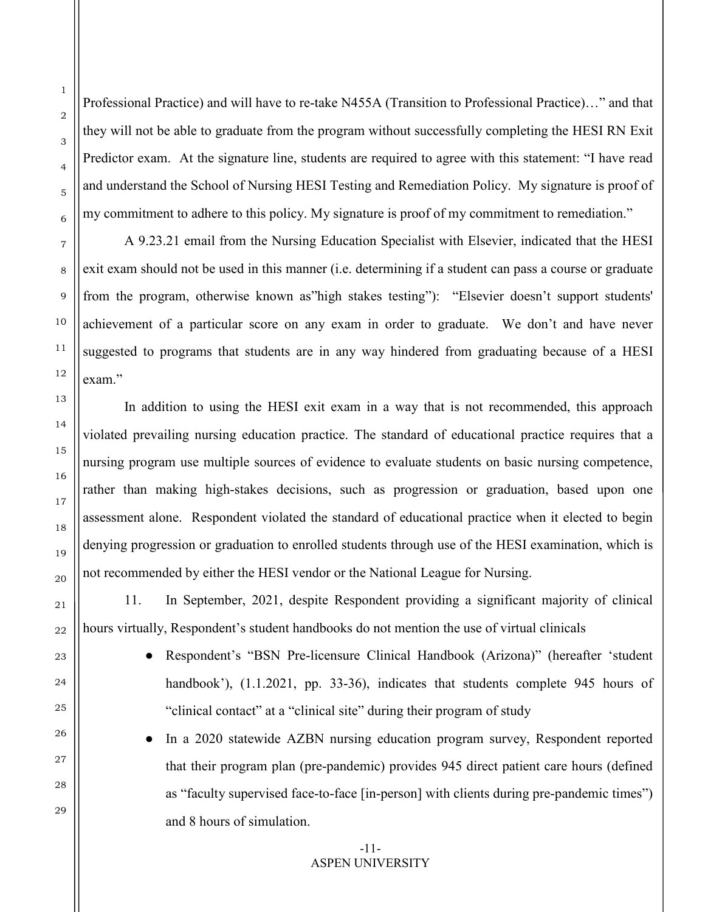Professional Practice) and will have to re-take N455A (Transition to Professional Practice)…" and that they will not be able to graduate from the program without successfully completing the HESI RN Exit Predictor exam. At the signature line, students are required to agree with this statement: "I have read and understand the School of Nursing HESI Testing and Remediation Policy. My signature is proof of my commitment to adhere to this policy. My signature is proof of my commitment to remediation."

A 9.23.21 email from the Nursing Education Specialist with Elsevier, indicated that the HESI exit exam should not be used in this manner (i.e. determining if a student can pass a course or graduate from the program, otherwise known as"high stakes testing"): "Elsevier doesn't support students' achievement of a particular score on any exam in order to graduate. We don't and have never suggested to programs that students are in any way hindered from graduating because of a HESI exam."

In addition to using the HESI exit exam in a way that is not recommended, this approach violated prevailing nursing education practice. The standard of educational practice requires that a nursing program use multiple sources of evidence to evaluate students on basic nursing competence, rather than making high-stakes decisions, such as progression or graduation, based upon one assessment alone. Respondent violated the standard of educational practice when it elected to begin denying progression or graduation to enrolled students through use of the HESI examination, which is not recommended by either the HESI vendor or the National League for Nursing.

11. In September, 2021, despite Respondent providing a significant majority of clinical hours virtually, Respondent's student handbooks do not mention the use of virtual clinicals

- Respondent's "BSN Pre-licensure Clinical Handbook (Arizona)" (hereafter 'student handbook'), (1.1.2021, pp. 33-36), indicates that students complete 945 hours of "clinical contact" at a "clinical site" during their program of study
- In a 2020 statewide AZBN nursing education program survey, Respondent reported that their program plan (pre-pandemic) provides 945 direct patient care hours (defined as "faculty supervised face-to-face [in-person] with clients during pre-pandemic times") and 8 hours of simulation.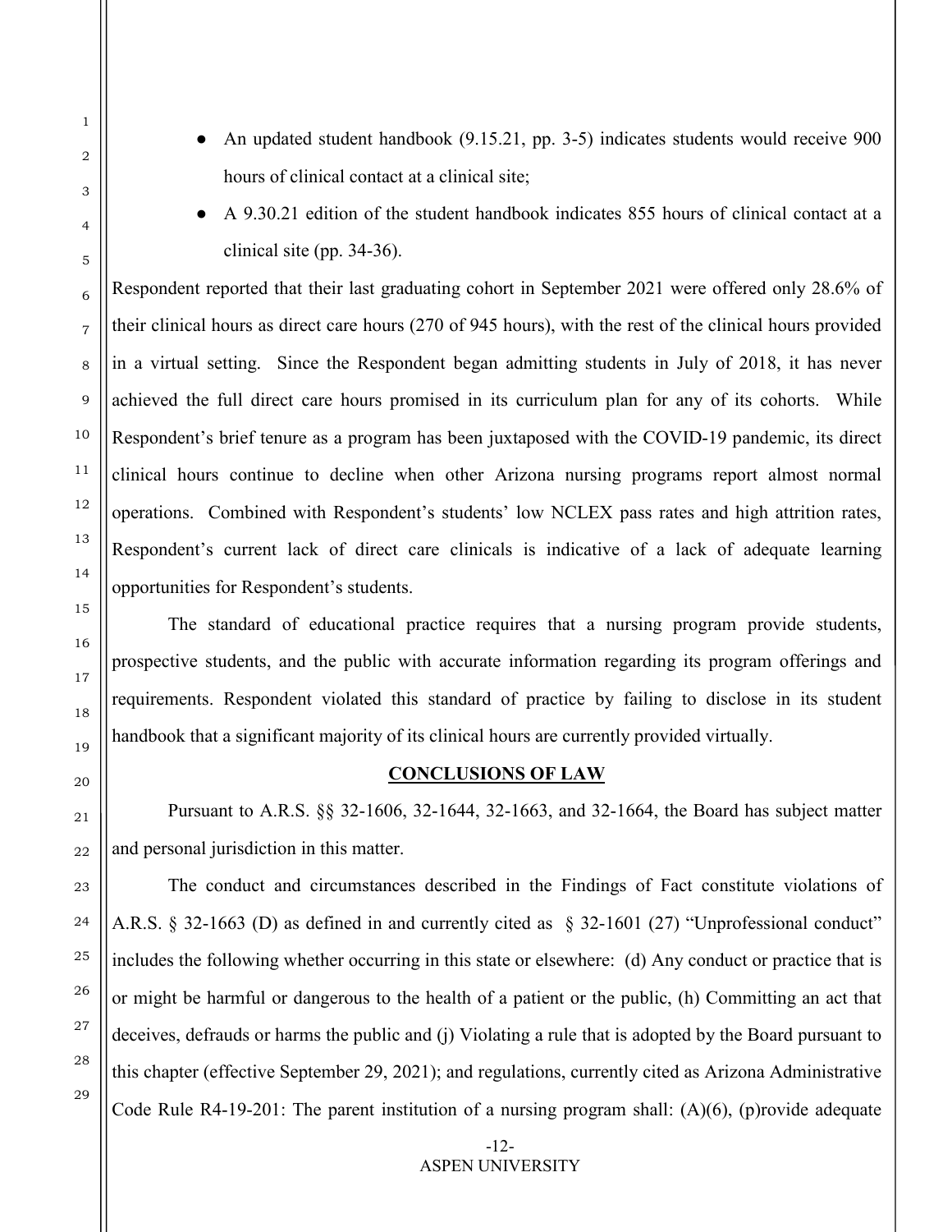- An updated student handbook (9.15.21, pp. 3-5) indicates students would receive 900 hours of clinical contact at a clinical site;
- A 9.30.21 edition of the student handbook indicates 855 hours of clinical contact at a clinical site (pp. 34-36).

Respondent reported that their last graduating cohort in September 2021 were offered only 28.6% of their clinical hours as direct care hours (270 of 945 hours), with the rest of the clinical hours provided in a virtual setting. Since the Respondent began admitting students in July of 2018, it has never achieved the full direct care hours promised in its curriculum plan for any of its cohorts. While Respondent's brief tenure as a program has been juxtaposed with the COVID-19 pandemic, its direct clinical hours continue to decline when other Arizona nursing programs report almost normal operations. Combined with Respondent's students' low NCLEX pass rates and high attrition rates, Respondent's current lack of direct care clinicals is indicative of a lack of adequate learning opportunities for Respondent's students.

The standard of educational practice requires that a nursing program provide students, prospective students, and the public with accurate information regarding its program offerings and requirements. Respondent violated this standard of practice by failing to disclose in its student handbook that a significant majority of its clinical hours are currently provided virtually.

## CONCLUSIONS OF LAW

Pursuant to A.R.S. §§ 32-1606, 32-1644, 32-1663, and 32-1664, the Board has subject matter and personal jurisdiction in this matter.

The conduct and circumstances described in the Findings of Fact constitute violations of A.R.S. § 32-1663 (D) as defined in and currently cited as § 32-1601 (27) "Unprofessional conduct" includes the following whether occurring in this state or elsewhere: (d) Any conduct or practice that is or might be harmful or dangerous to the health of a patient or the public, (h) Committing an act that deceives, defrauds or harms the public and (j) Violating a rule that is adopted by the Board pursuant to this chapter (effective September 29, 2021); and regulations, currently cited as Arizona Administrative Code Rule R4-19-201: The parent institution of a nursing program shall: (A)(6), (p)rovide adequate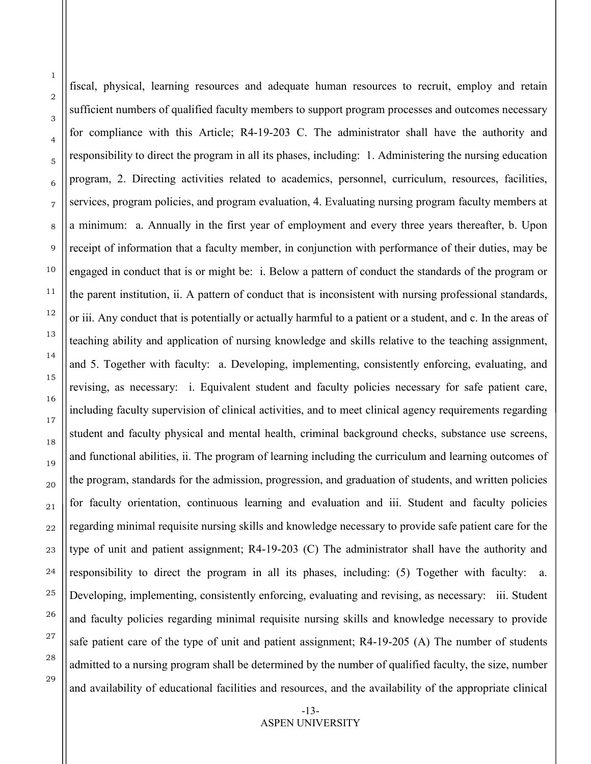fiscal, physical, learning resources and adequate human resources to recruit, employ and retain sufficient numbers of qualified faculty members to support program processes and outcomes necessary for compliance with this Article; R4-19-203 C. The administrator shall have the authority and responsibility to direct the program in all its phases, including: 1. Administering the nursing education program, 2. Directing activities related to academics, personnel, curriculum, resources, facilities, services, program policies, and program evaluation, 4. Evaluating nursing program faculty members at a minimum: a. Annually in the first year of employment and every three years thereafter, b. Upon receipt of information that a faculty member, in conjunction with performance of their duties, may be engaged in conduct that is or might be: i. Below a pattern of conduct the standards of the program or the parent institution, ii. A pattern of conduct that is inconsistent with nursing professional standards, or iii. Any conduct that is potentially or actually harmful to a patient or a student, and c. In the areas of teaching ability and application of nursing knowledge and skills relative to the teaching assignment, and 5. Together with faculty: a. Developing, implementing, consistently enforcing, evaluating, and revising, as necessary: i. Equivalent student and faculty policies necessary for safe patient care, including faculty supervision of clinical activities, and to meet clinical agency requirements regarding student and faculty physical and mental health, criminal background checks, substance use screens, and functional abilities, ii. The program of learning including the curriculum and learning outcomes of the program, standards for the admission, progression, and graduation of students, and written policies for faculty orientation, continuous learning and evaluation and iii. Student and faculty policies regarding minimal requisite nursing skills and knowledge necessary to provide safe patient care for the type of unit and patient assignment; R4-19-203 (C) The administrator shall have the authority and responsibility to direct the program in all its phases, including: (5) Together with faculty: a. Developing, implementing, consistently enforcing, evaluating and revising, as necessary: iii. Student and faculty policies regarding minimal requisite nursing skills and knowledge necessary to provide safe patient care of the type of unit and patient assignment; R4-19-205 (A) The number of students admitted to a nursing program shall be determined by the number of qualified faculty, the size, number and availability of educational facilities and resources, and the availability of the appropriate clinical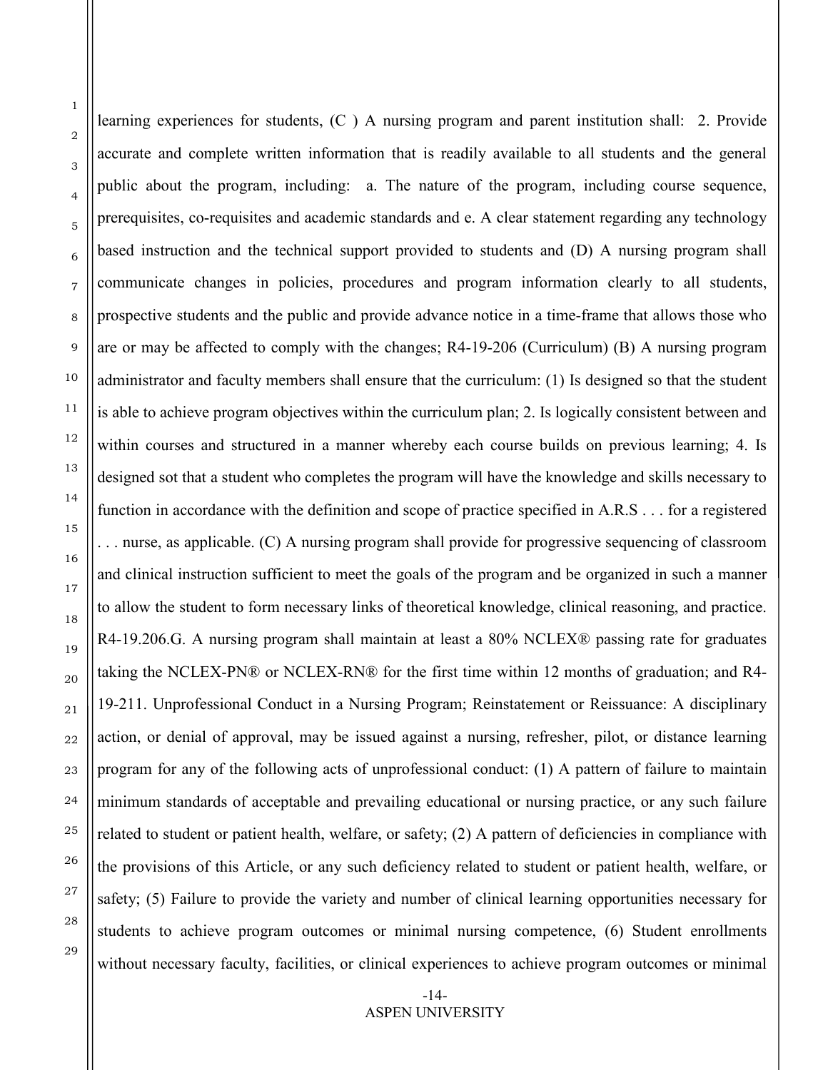learning experiences for students, (C ) A nursing program and parent institution shall: 2. Provide accurate and complete written information that is readily available to all students and the general public about the program, including: a. The nature of the program, including course sequence, prerequisites, co-requisites and academic standards and e. A clear statement regarding any technology based instruction and the technical support provided to students and (D) A nursing program shall communicate changes in policies, procedures and program information clearly to all students, prospective students and the public and provide advance notice in a time-frame that allows those who are or may be affected to comply with the changes; R4-19-206 (Curriculum) (B) A nursing program administrator and faculty members shall ensure that the curriculum: (1) Is designed so that the student is able to achieve program objectives within the curriculum plan; 2. Is logically consistent between and within courses and structured in a manner whereby each course builds on previous learning; 4. Is designed sot that a student who completes the program will have the knowledge and skills necessary to function in accordance with the definition and scope of practice specified in A.R.S . . . for a registered . . . nurse, as applicable. (C) A nursing program shall provide for progressive sequencing of classroom and clinical instruction sufficient to meet the goals of the program and be organized in such a manner to allow the student to form necessary links of theoretical knowledge, clinical reasoning, and practice. R4-19.206.G. A nursing program shall maintain at least a 80% NCLEX® passing rate for graduates taking the NCLEX-PN® or NCLEX-RN® for the first time within 12 months of graduation; and R4-19-211. Unprofessional Conduct in a Nursing Program; Reinstatement or Reissuance: A disciplinary action, or denial of approval, may be issued against a nursing, refresher, pilot, or distance learning program for any of the following acts of unprofessional conduct: (1) A pattern of failure to maintain minimum standards of acceptable and prevailing educational or nursing practice, or any such failure related to student or patient health, welfare, or safety; (2) A pattern of deficiencies in compliance with the provisions of this Article, or any such deficiency related to student or patient health, welfare, or safety; (5) Failure to provide the variety and number of clinical learning opportunities necessary for students to achieve program outcomes or minimal nursing competence, (6) Student enrollments without necessary faculty, facilities, or clinical experiences to achieve program outcomes or minimal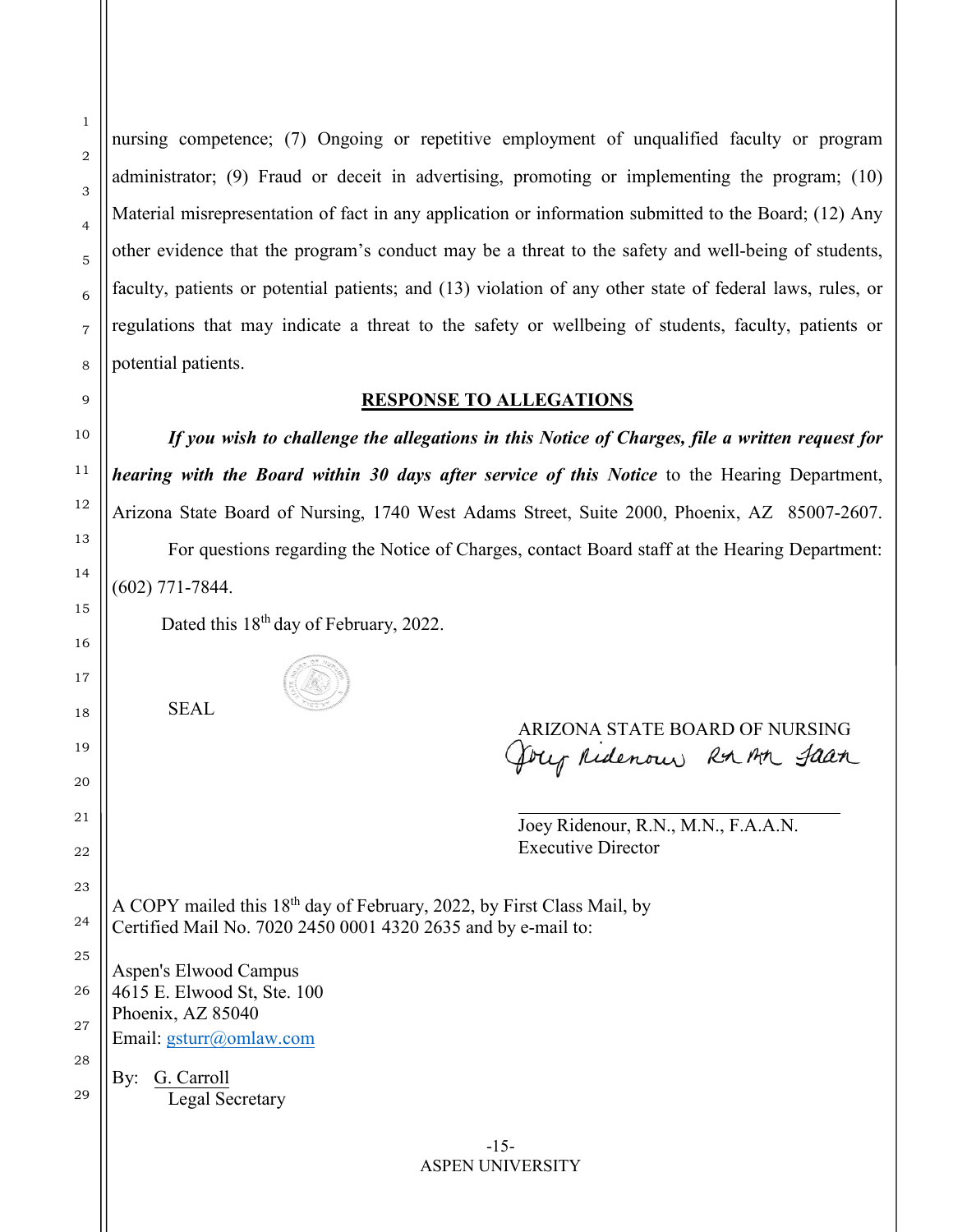nursing competence; (7) Ongoing or repetitive employment of unqualified faculty or program administrator; (9) Fraud or deceit in advertising, promoting or implementing the program; (10) Material misrepresentation of fact in any application or information submitted to the Board; (12) Any other evidence that the program's conduct may be a threat to the safety and well-being of students, faculty, patients or potential patients; and (13) violation of any other state of federal laws, rules, or regulations that may indicate a threat to the safety or wellbeing of students, faculty, patients or potential patients.

**RESPONSE TO ALLEGATIONS**

***If you wish to challenge the allegations in this Notice of Charges, file a written request for hearing with the Board within 30 days after service of this Notice*** to the Hearing Department, Arizona State Board of Nursing, 1740 West Adams Street, Suite 2000, Phoenix, AZ 85007-2607.

For questions regarding the Notice of Charges, contact Board staff at the Hearing Department: (602) 771-7844.

Dated this 18th day of February, 2022.

SEAL

ARIZONA STATE BOARD OF NURSING

Joey Ridenour RN MN FAAN

Joey Ridenour, R.N., M.N., F.A.A.N.
Executive Director

A COPY mailed this 18th day of February, 2022, by First Class Mail, by Certified Mail No. 7020 2450 0001 4320 2635 and by e-mail to:

Aspen's Elwood Campus
4615 E. Elwood St, Ste. 100
Phoenix, AZ 85040
Email: gsturr@omlaw.com

By: G. Carroll
Legal Secretary